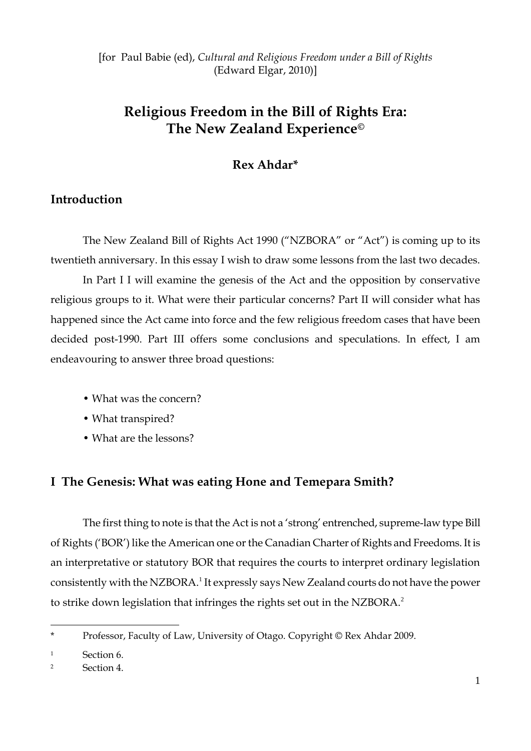[for Paul Babie (ed), *Cultural and Religious Freedom under a Bill of Rights* (Edward Elgar, 2010)]

# Religious Freedom in the Bill of Rights Era: The New Zealand Experience©

**Rex Ahdar***

## Introduction

The New Zealand Bill of Rights Act 1990 ("NZBORA" or "Act") is coming up to its twentieth anniversary. In this essay I wish to draw some lessons from the last two decades.

In Part I I will examine the genesis of the Act and the opposition by conservative religious groups to it. What were their particular concerns? Part II will consider what has happened since the Act came into force and the few religious freedom cases that have been decided post-1990. Part III offers some conclusions and speculations. In effect, I am endeavouring to answer three broad questions:

- What was the concern?
- What transpired?
- What are the lessons?

## I The Genesis: What was eating Hone and Temepara Smith?

The first thing to note is that the Act is not a 'strong' entrenched, supreme-law type Bill of Rights ('BOR') like the American one or the Canadian Charter of Rights and Freedoms. It is an interpretative or statutory BOR that requires the courts to interpret ordinary legislation consistently with the NZBORA.[1] It expressly says New Zealand courts do not have the power to strike down legislation that infringes the rights set out in the NZBORA.[2]

---

\* Professor, Faculty of Law, University of Otago. Copyright © Rex Ahdar 2009.

[1] Section 6.

[2] Section 4.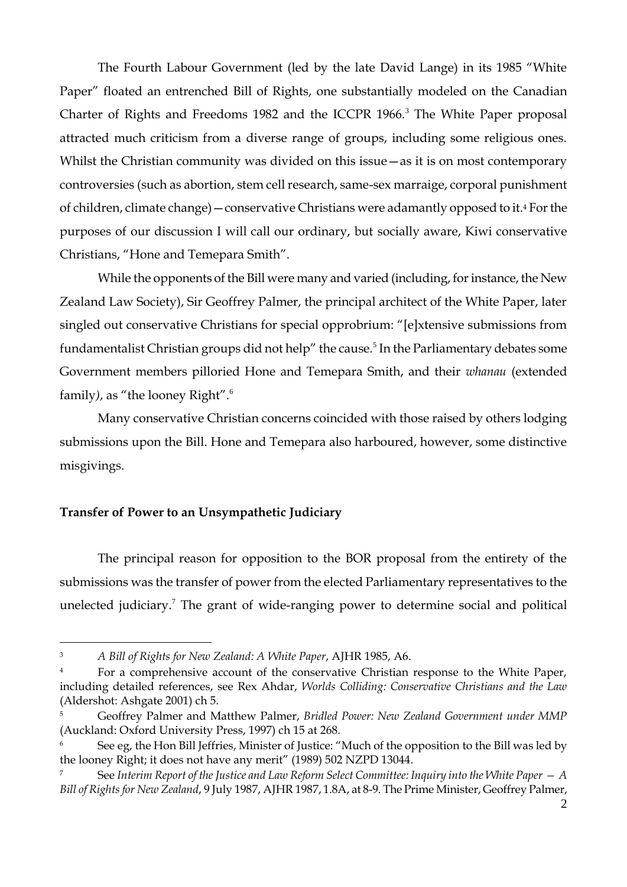The Fourth Labour Government (led by the late David Lange) in its 1985 "White Paper" floated an entrenched Bill of Rights, one substantially modeled on the Canadian Charter of Rights and Freedoms 1982 and the ICCPR 1966.[3] The White Paper proposal attracted much criticism from a diverse range of groups, including some religious ones. Whilst the Christian community was divided on this issue—as it is on most contemporary controversies (such as abortion, stem cell research, same-sex marraige, corporal punishment of children, climate change)—conservative Christians were adamantly opposed to it.[4] For the purposes of our discussion I will call our ordinary, but socially aware, Kiwi conservative Christians, "Hone and Temepara Smith".

While the opponents of the Bill were many and varied (including, for instance, the New Zealand Law Society), Sir Geoffrey Palmer, the principal architect of the White Paper, later singled out conservative Christians for special opprobrium: "[e]xtensive submissions from fundamentalist Christian groups did not help" the cause.[5] In the Parliamentary debates some Government members pilloried Hone and Temepara Smith, and their *whanau* (extended family), as "the looney Right".[6]

Many conservative Christian concerns coincided with those raised by others lodging submissions upon the Bill. Hone and Temepara also harboured, however, some distinctive misgivings.

**Transfer of Power to an Unsympathetic Judiciary**

The principal reason for opposition to the BOR proposal from the entirety of the submissions was the transfer of power from the elected Parliamentary representatives to the unelected judiciary.[7] The grant of wide-ranging power to determine social and political

---

[3] *A Bill of Rights for New Zealand: A White Paper*, AJHR 1985, A6.

[4] For a comprehensive account of the conservative Christian response to the White Paper, including detailed references, see Rex Ahdar, *Worlds Colliding: Conservative Christians and the Law* (Aldershot: Ashgate 2001) ch 5.

[5] Geoffrey Palmer and Matthew Palmer, *Bridled Power: New Zealand Government under MMP* (Auckland: Oxford University Press, 1997) ch 15 at 268.

[6] See eg, the Hon Bill Jeffries, Minister of Justice: "Much of the opposition to the Bill was led by the looney Right; it does not have any merit" (1989) 502 NZPD 13044.

[7] See *Interim Report of the Justice and Law Reform Select Committee: Inquiry into the White Paper — A Bill of Rights for New Zealand*, 9 July 1987, AJHR 1987, 1.8A, at 8-9. The Prime Minister, Geoffrey Palmer,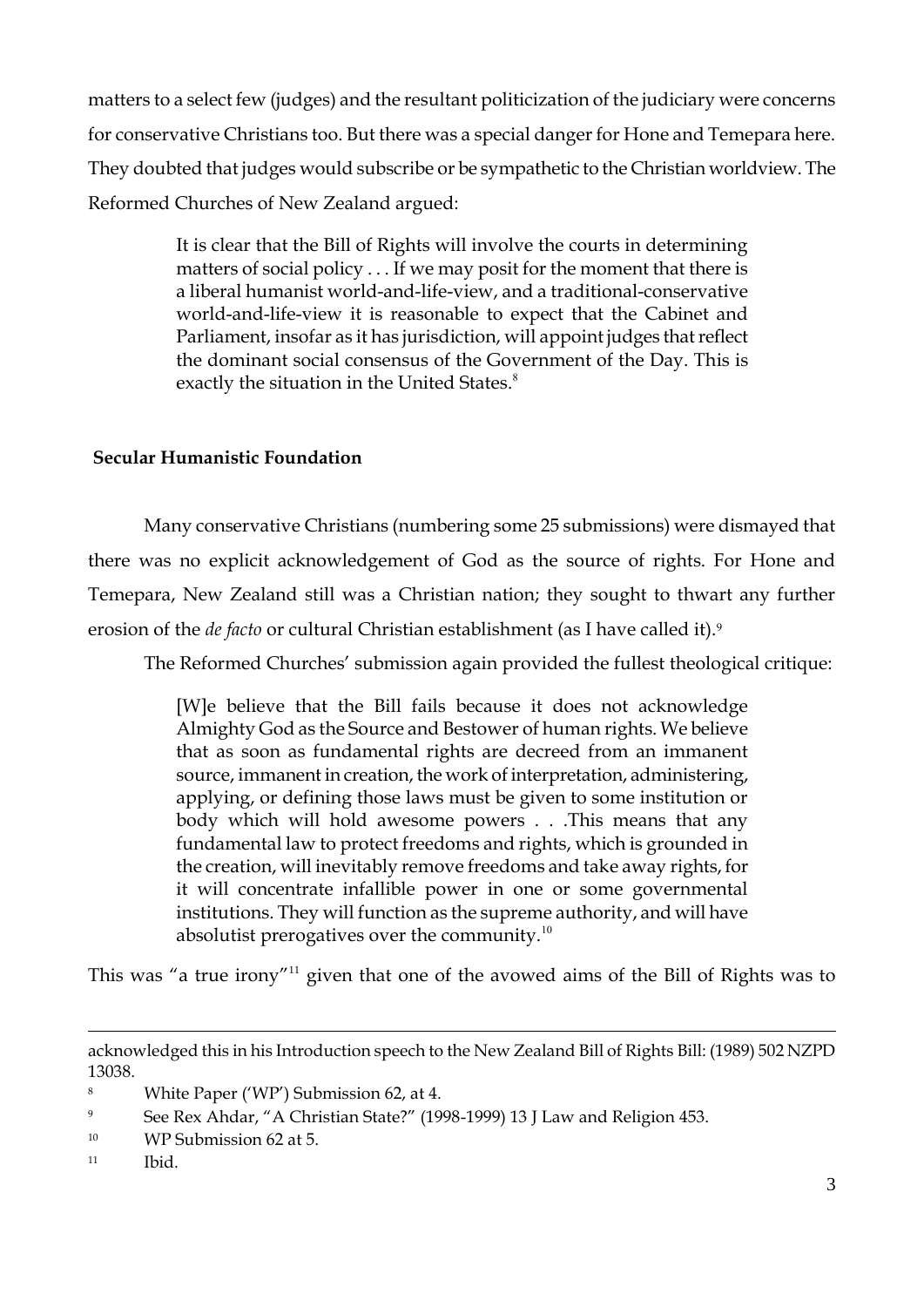matters to a select few (judges) and the resultant politicization of the judiciary were concerns for conservative Christians too. But there was a special danger for Hone and Temepara here. They doubted that judges would subscribe or be sympathetic to the Christian worldview. The Reformed Churches of New Zealand argued:

> It is clear that the Bill of Rights will involve the courts in determining matters of social policy . . . If we may posit for the moment that there is a liberal humanist world-and-life-view, and a traditional-conservative world-and-life-view it is reasonable to expect that the Cabinet and Parliament, insofar as it has jurisdiction, will appoint judges that reflect the dominant social consensus of the Government of the Day. This is exactly the situation in the United States.[8]

**Secular Humanistic Foundation**

Many conservative Christians (numbering some 25 submissions) were dismayed that there was no explicit acknowledgement of God as the source of rights. For Hone and Temepara, New Zealand still was a Christian nation; they sought to thwart any further erosion of the *de facto* or cultural Christian establishment (as I have called it).[9]

The Reformed Churches' submission again provided the fullest theological critique:

> [W]e believe that the Bill fails because it does not acknowledge Almighty God as the Source and Bestower of human rights. We believe that as soon as fundamental rights are decreed from an immanent source, immanent in creation, the work of interpretation, administering, applying, or defining those laws must be given to some institution or body which will hold awesome powers . . .This means that any fundamental law to protect freedoms and rights, which is grounded in the creation, will inevitably remove freedoms and take away rights, for it will concentrate infallible power in one or some governmental institutions. They will function as the supreme authority, and will have absolutist prerogatives over the community.[10]

This was "a true irony"[11] given that one of the avowed aims of the Bill of Rights was to

---

acknowledged this in his Introduction speech to the New Zealand Bill of Rights Bill: (1989) 502 NZPD 13038.

8 White Paper ('WP') Submission 62, at 4.

9 See Rex Ahdar, "A Christian State?" (1998-1999) 13 J Law and Religion 453.

10 WP Submission 62 at 5.

11 Ibid.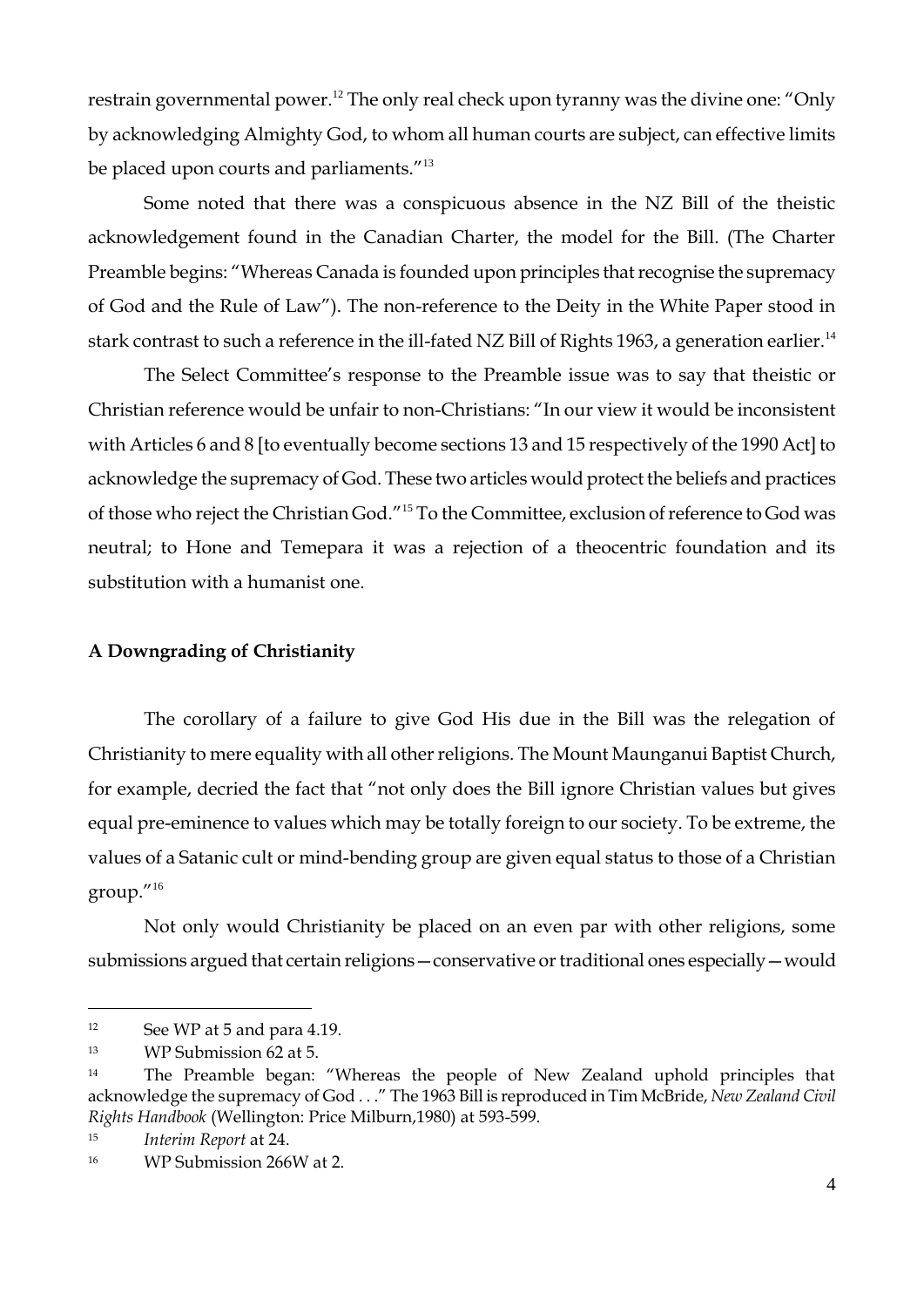restrain governmental power.[12] The only real check upon tyranny was the divine one: "Only by acknowledging Almighty God, to whom all human courts are subject, can effective limits be placed upon courts and parliaments."[13]

Some noted that there was a conspicuous absence in the NZ Bill of the theistic acknowledgement found in the Canadian Charter, the model for the Bill. (The Charter Preamble begins: "Whereas Canada is founded upon principles that recognise the supremacy of God and the Rule of Law"). The non-reference to the Deity in the White Paper stood in stark contrast to such a reference in the ill-fated NZ Bill of Rights 1963, a generation earlier.[14]

The Select Committee's response to the Preamble issue was to say that theistic or Christian reference would be unfair to non-Christians: "In our view it would be inconsistent with Articles 6 and 8 [to eventually become sections 13 and 15 respectively of the 1990 Act] to acknowledge the supremacy of God. These two articles would protect the beliefs and practices of those who reject the Christian God."[15] To the Committee, exclusion of reference to God was neutral; to Hone and Temepara it was a rejection of a theocentric foundation and its substitution with a humanist one.

**A Downgrading of Christianity**

The corollary of a failure to give God His due in the Bill was the relegation of Christianity to mere equality with all other religions. The Mount Maunganui Baptist Church, for example, decried the fact that "not only does the Bill ignore Christian values but gives equal pre-eminence to values which may be totally foreign to our society. To be extreme, the values of a Satanic cult or mind-bending group are given equal status to those of a Christian group."[16]

Not only would Christianity be placed on an even par with other religions, some submissions argued that certain religions—conservative or traditional ones especially—would

---

[12] See WP at 5 and para 4.19.

[13] WP Submission 62 at 5.

[14] The Preamble began: "Whereas the people of New Zealand uphold principles that acknowledge the supremacy of God . . ." The 1963 Bill is reproduced in Tim McBride, *New Zealand Civil Rights Handbook* (Wellington: Price Milburn,1980) at 593-599.

[15] *Interim Report* at 24.

[16] WP Submission 266W at 2.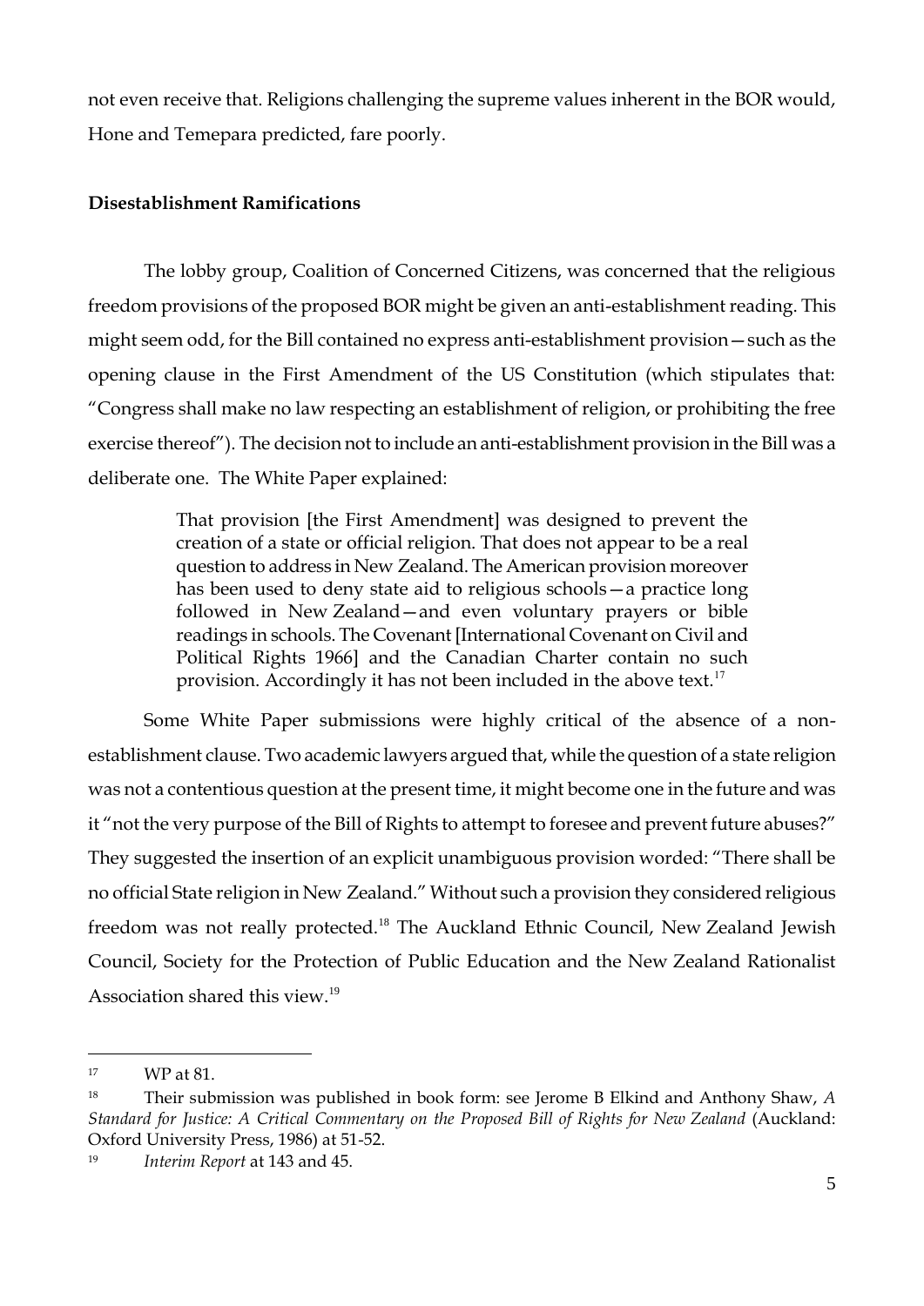not even receive that. Religions challenging the supreme values inherent in the BOR would, Hone and Temepara predicted, fare poorly.

**Disestablishment Ramifications**

The lobby group, Coalition of Concerned Citizens, was concerned that the religious freedom provisions of the proposed BOR might be given an anti-establishment reading. This might seem odd, for the Bill contained no express anti-establishment provision—such as the opening clause in the First Amendment of the US Constitution (which stipulates that: "Congress shall make no law respecting an establishment of religion, or prohibiting the free exercise thereof"). The decision not to include an anti-establishment provision in the Bill was a deliberate one. The White Paper explained:

> That provision [the First Amendment] was designed to prevent the creation of a state or official religion. That does not appear to be a real question to address in New Zealand. The American provision moreover has been used to deny state aid to religious schools—a practice long followed in New Zealand—and even voluntary prayers or bible readings in schools. The Covenant [International Covenant on Civil and Political Rights 1966] and the Canadian Charter contain no such provision. Accordingly it has not been included in the above text.[17]

Some White Paper submissions were highly critical of the absence of a non-establishment clause. Two academic lawyers argued that, while the question of a state religion was not a contentious question at the present time, it might become one in the future and was it "not the very purpose of the Bill of Rights to attempt to foresee and prevent future abuses?" They suggested the insertion of an explicit unambiguous provision worded: "There shall be no official State religion in New Zealand." Without such a provision they considered religious freedom was not really protected.[18] The Auckland Ethnic Council, New Zealand Jewish Council, Society for the Protection of Public Education and the New Zealand Rationalist Association shared this view.[19]

---

[17] WP at 81.

[18] Their submission was published in book form: see Jerome B Elkind and Anthony Shaw, *A Standard for Justice: A Critical Commentary on the Proposed Bill of Rights for New Zealand* (Auckland: Oxford University Press, 1986) at 51-52.

[19] *Interim Report* at 143 and 45.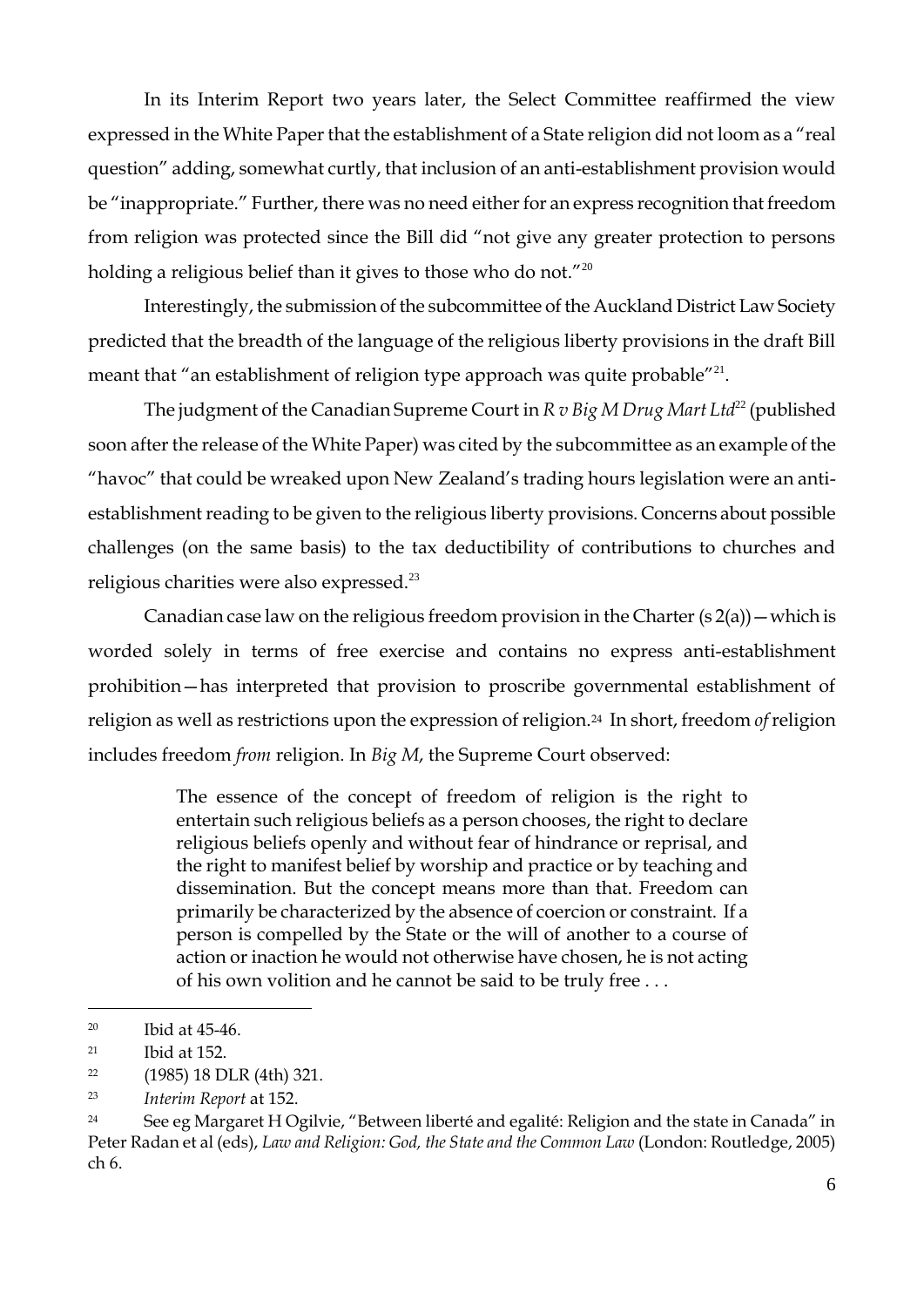In its Interim Report two years later, the Select Committee reaffirmed the view expressed in the White Paper that the establishment of a State religion did not loom as a "real question" adding, somewhat curtly, that inclusion of an anti-establishment provision would be "inappropriate." Further, there was no need either for an express recognition that freedom from religion was protected since the Bill did "not give any greater protection to persons holding a religious belief than it gives to those who do not."[20]

Interestingly, the submission of the subcommittee of the Auckland District Law Society predicted that the breadth of the language of the religious liberty provisions in the draft Bill meant that "an establishment of religion type approach was quite probable"[21].

The judgment of the Canadian Supreme Court in *R v Big M Drug Mart Ltd*[22] (published soon after the release of the White Paper) was cited by the subcommittee as an example of the "havoc" that could be wreaked upon New Zealand's trading hours legislation were an anti-establishment reading to be given to the religious liberty provisions. Concerns about possible challenges (on the same basis) to the tax deductibility of contributions to churches and religious charities were also expressed.[23]

Canadian case law on the religious freedom provision in the Charter (s 2(a))—which is worded solely in terms of free exercise and contains no express anti-establishment prohibition—has interpreted that provision to proscribe governmental establishment of religion as well as restrictions upon the expression of religion.[24] In short, freedom *of* religion includes freedom *from* religion. In *Big M*, the Supreme Court observed:

> The essence of the concept of freedom of religion is the right to entertain such religious beliefs as a person chooses, the right to declare religious beliefs openly and without fear of hindrance or reprisal, and the right to manifest belief by worship and practice or by teaching and dissemination. But the concept means more than that. Freedom can primarily be characterized by the absence of coercion or constraint. If a person is compelled by the State or the will of another to a course of action or inaction he would not otherwise have chosen, he is not acting of his own volition and he cannot be said to be truly free . . .

---

[20] Ibid at 45-46.

[21] Ibid at 152.

[22] (1985) 18 DLR (4th) 321.

[23] *Interim Report* at 152.

[24] See eg Margaret H Ogilvie, "Between liberté and egalité: Religion and the state in Canada" in Peter Radan et al (eds), *Law and Religion: God, the State and the Common Law* (London: Routledge, 2005) ch 6.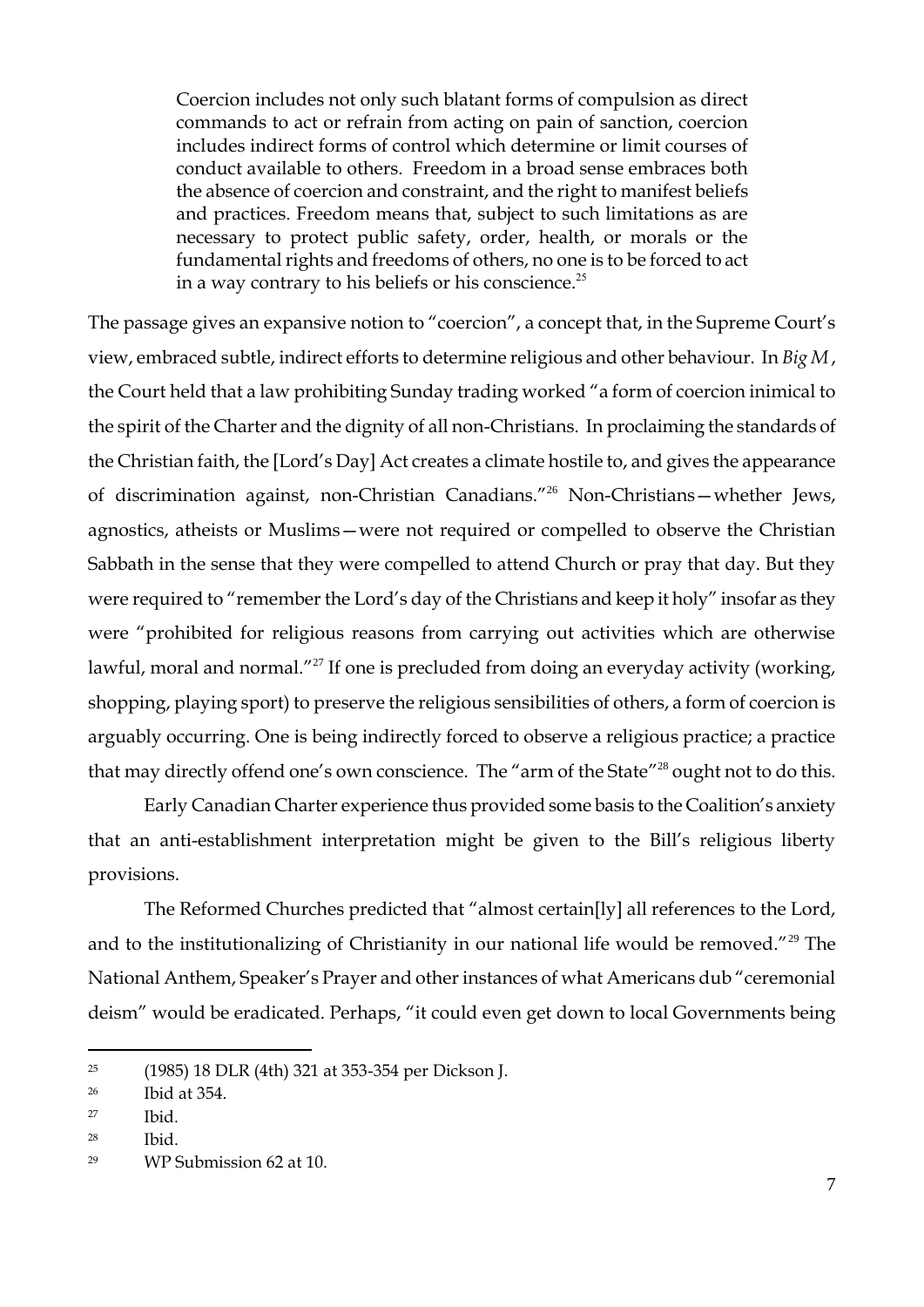> Coercion includes not only such blatant forms of compulsion as direct commands to act or refrain from acting on pain of sanction, coercion includes indirect forms of control which determine or limit courses of conduct available to others. Freedom in a broad sense embraces both the absence of coercion and constraint, and the right to manifest beliefs and practices. Freedom means that, subject to such limitations as are necessary to protect public safety, order, health, or morals or the fundamental rights and freedoms of others, no one is to be forced to act in a way contrary to his beliefs or his conscience.[25]

The passage gives an expansive notion to "coercion", a concept that, in the Supreme Court's view, embraced subtle, indirect efforts to determine religious and other behaviour. In *Big M*, the Court held that a law prohibiting Sunday trading worked "a form of coercion inimical to the spirit of the Charter and the dignity of all non-Christians. In proclaiming the standards of the Christian faith, the [Lord's Day] Act creates a climate hostile to, and gives the appearance of discrimination against, non-Christian Canadians."[26] Non-Christians—whether Jews, agnostics, atheists or Muslims—were not required or compelled to observe the Christian Sabbath in the sense that they were compelled to attend Church or pray that day. But they were required to "remember the Lord's day of the Christians and keep it holy" insofar as they were "prohibited for religious reasons from carrying out activities which are otherwise lawful, moral and normal."[27] If one is precluded from doing an everyday activity (working, shopping, playing sport) to preserve the religious sensibilities of others, a form of coercion is arguably occurring. One is being indirectly forced to observe a religious practice; a practice that may directly offend one's own conscience. The "arm of the State"[28] ought not to do this.

Early Canadian Charter experience thus provided some basis to the Coalition's anxiety that an anti-establishment interpretation might be given to the Bill's religious liberty provisions.

The Reformed Churches predicted that "almost certain[ly] all references to the Lord, and to the institutionalizing of Christianity in our national life would be removed."[29] The National Anthem, Speaker's Prayer and other instances of what Americans dub "ceremonial deism" would be eradicated. Perhaps, "it could even get down to local Governments being

---

[25] (1985) 18 DLR (4th) 321 at 353-354 per Dickson J.

[26] Ibid at 354.

[27] Ibid.

[28] Ibid.

[29] WP Submission 62 at 10.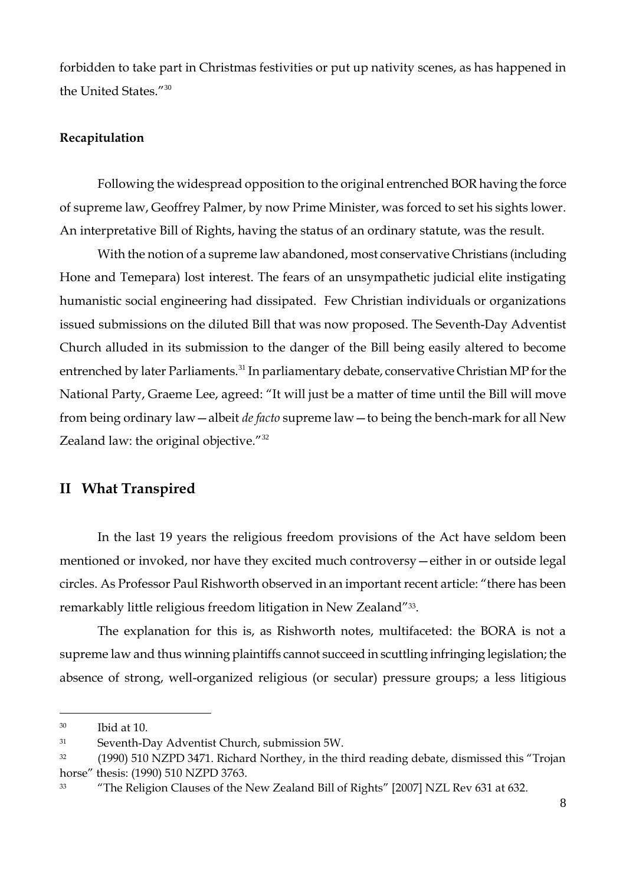forbidden to take part in Christmas festivities or put up nativity scenes, as has happened in the United States."[30]

**Recapitulation**

Following the widespread opposition to the original entrenched BOR having the force of supreme law, Geoffrey Palmer, by now Prime Minister, was forced to set his sights lower. An interpretative Bill of Rights, having the status of an ordinary statute, was the result.

With the notion of a supreme law abandoned, most conservative Christians (including Hone and Temepara) lost interest. The fears of an unsympathetic judicial elite instigating humanistic social engineering had dissipated. Few Christian individuals or organizations issued submissions on the diluted Bill that was now proposed. The Seventh-Day Adventist Church alluded in its submission to the danger of the Bill being easily altered to become entrenched by later Parliaments.[31] In parliamentary debate, conservative Christian MP for the National Party, Graeme Lee, agreed: "It will just be a matter of time until the Bill will move from being ordinary law—albeit *de facto* supreme law—to being the bench-mark for all New Zealand law: the original objective."[32]

## II What Transpired

In the last 19 years the religious freedom provisions of the Act have seldom been mentioned or invoked, nor have they excited much controversy—either in or outside legal circles. As Professor Paul Rishworth observed in an important recent article: "there has been remarkably little religious freedom litigation in New Zealand"[33].

The explanation for this is, as Rishworth notes, multifaceted: the BORA is not a supreme law and thus winning plaintiffs cannot succeed in scuttling infringing legislation; the absence of strong, well-organized religious (or secular) pressure groups; a less litigious

---

[30] Ibid at 10.

[31] Seventh-Day Adventist Church, submission 5W.

[32] (1990) 510 NZPD 3471. Richard Northey, in the third reading debate, dismissed this "Trojan horse" thesis: (1990) 510 NZPD 3763.

[33] "The Religion Clauses of the New Zealand Bill of Rights" [2007] NZL Rev 631 at 632.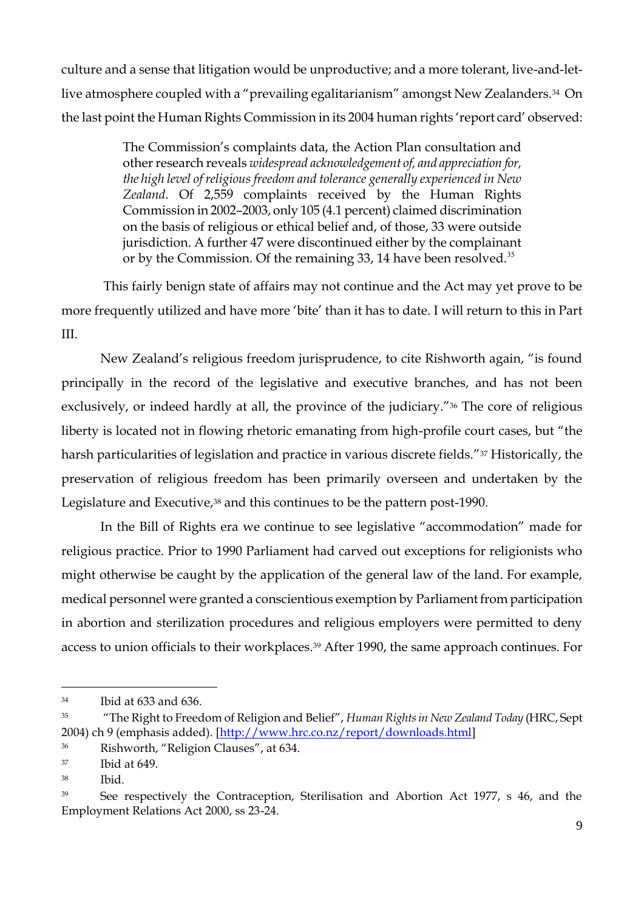culture and a sense that litigation would be unproductive; and a more tolerant, live-and-let-live atmosphere coupled with a "prevailing egalitarianism" amongst New Zealanders.[34] On the last point the Human Rights Commission in its 2004 human rights 'report card' observed:

> The Commission's complaints data, the Action Plan consultation and other research reveals *widespread acknowledgement of, and appreciation for, the high level of religious freedom and tolerance generally experienced in New Zealand*. Of 2,559 complaints received by the Human Rights Commission in 2002–2003, only 105 (4.1 percent) claimed discrimination on the basis of religious or ethical belief and, of those, 33 were outside jurisdiction. A further 47 were discontinued either by the complainant or by the Commission. Of the remaining 33, 14 have been resolved.[35]

This fairly benign state of affairs may not continue and the Act may yet prove to be more frequently utilized and have more 'bite' than it has to date. I will return to this in Part III.

New Zealand's religious freedom jurisprudence, to cite Rishworth again, "is found principally in the record of the legislative and executive branches, and has not been exclusively, or indeed hardly at all, the province of the judiciary."[36] The core of religious liberty is located not in flowing rhetoric emanating from high-profile court cases, but "the harsh particularities of legislation and practice in various discrete fields."[37] Historically, the preservation of religious freedom has been primarily overseen and undertaken by the Legislature and Executive,[38] and this continues to be the pattern post-1990.

In the Bill of Rights era we continue to see legislative "accommodation" made for religious practice. Prior to 1990 Parliament had carved out exceptions for religionists who might otherwise be caught by the application of the general law of the land. For example, medical personnel were granted a conscientious exemption by Parliament from participation in abortion and sterilization procedures and religious employers were permitted to deny access to union officials to their workplaces.[39] After 1990, the same approach continues. For

---

[34] Ibid at 633 and 636.

[35] "The Right to Freedom of Religion and Belief", *Human Rights in New Zealand Today* (HRC, Sept 2004) ch 9 (emphasis added). [http://www.hrc.co.nz/report/downloads.html]

[36] Rishworth, "Religion Clauses", at 634.

[37] Ibid at 649.

[38] Ibid.

[39] See respectively the Contraception, Sterilisation and Abortion Act 1977, s 46, and the Employment Relations Act 2000, ss 23-24.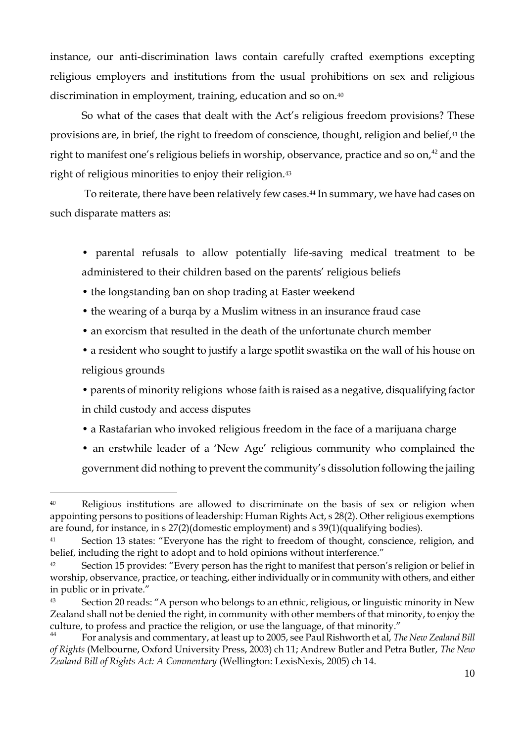instance, our anti-discrimination laws contain carefully crafted exemptions excepting religious employers and institutions from the usual prohibitions on sex and religious discrimination in employment, training, education and so on.[40]

So what of the cases that dealt with the Act's religious freedom provisions? These provisions are, in brief, the right to freedom of conscience, thought, religion and belief,[41] the right to manifest one's religious beliefs in worship, observance, practice and so on,[42] and the right of religious minorities to enjoy their religion.[43]

To reiterate, there have been relatively few cases.[44] In summary, we have had cases on such disparate matters as:

- parental refusals to allow potentially life-saving medical treatment to be administered to their children based on the parents' religious beliefs
- the longstanding ban on shop trading at Easter weekend
- the wearing of a burqa by a Muslim witness in an insurance fraud case
- an exorcism that resulted in the death of the unfortunate church member
- a resident who sought to justify a large spotlit swastika on the wall of his house on religious grounds
- parents of minority religions whose faith is raised as a negative, disqualifying factor in child custody and access disputes
- a Rastafarian who invoked religious freedom in the face of a marijuana charge
- an erstwhile leader of a 'New Age' religious community who complained the government did nothing to prevent the community's dissolution following the jailing

---

[40] Religious institutions are allowed to discriminate on the basis of sex or religion when appointing persons to positions of leadership: Human Rights Act, s 28(2). Other religious exemptions are found, for instance, in s 27(2)(domestic employment) and s 39(1)(qualifying bodies).

[41] Section 13 states: "Everyone has the right to freedom of thought, conscience, religion, and belief, including the right to adopt and to hold opinions without interference."

[42] Section 15 provides: "Every person has the right to manifest that person's religion or belief in worship, observance, practice, or teaching, either individually or in community with others, and either in public or in private."

[43] Section 20 reads: "A person who belongs to an ethnic, religious, or linguistic minority in New Zealand shall not be denied the right, in community with other members of that minority, to enjoy the culture, to profess and practice the religion, or use the language, of that minority."

[44] For analysis and commentary, at least up to 2005, see Paul Rishworth et al, *The New Zealand Bill of Rights* (Melbourne, Oxford University Press, 2003) ch 11; Andrew Butler and Petra Butler, *The New Zealand Bill of Rights Act: A Commentary* (Wellington: LexisNexis, 2005) ch 14.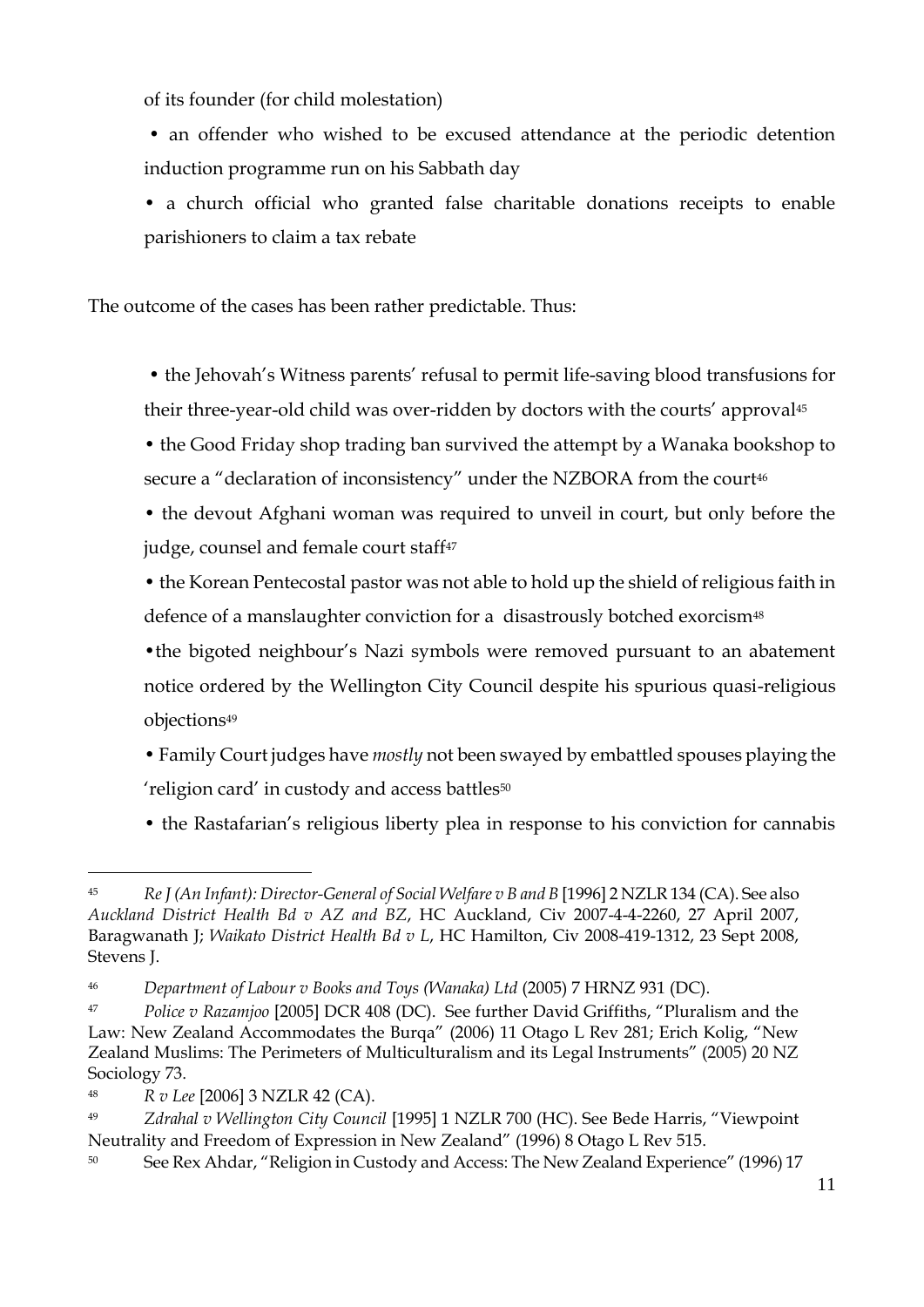of its founder (for child molestation)

- an offender who wished to be excused attendance at the periodic detention induction programme run on his Sabbath day
- a church official who granted false charitable donations receipts to enable parishioners to claim a tax rebate

The outcome of the cases has been rather predictable. Thus:

- the Jehovah's Witness parents' refusal to permit life-saving blood transfusions for their three-year-old child was over-ridden by doctors with the courts' approval[45]
- the Good Friday shop trading ban survived the attempt by a Wanaka bookshop to secure a "declaration of inconsistency" under the NZBORA from the court[46]
- the devout Afghani woman was required to unveil in court, but only before the judge, counsel and female court staff[47]
- the Korean Pentecostal pastor was not able to hold up the shield of religious faith in defence of a manslaughter conviction for a disastrously botched exorcism[48]
- the bigoted neighbour's Nazi symbols were removed pursuant to an abatement notice ordered by the Wellington City Council despite his spurious quasi-religious objections[49]
- Family Court judges have *mostly* not been swayed by embattled spouses playing the 'religion card' in custody and access battles[50]
- the Rastafarian's religious liberty plea in response to his conviction for cannabis

---

[45] *Re J (An Infant): Director-General of Social Welfare v B and B* [1996] 2 NZLR 134 (CA). See also *Auckland District Health Bd v AZ and BZ*, HC Auckland, Civ 2007-4-4-2260, 27 April 2007, Baragwanath J; *Waikato District Health Bd v L*, HC Hamilton, Civ 2008-419-1312, 23 Sept 2008, Stevens J.

[46] *Department of Labour v Books and Toys (Wanaka) Ltd* (2005) 7 HRNZ 931 (DC).

[47] *Police v Razamjoo* [2005] DCR 408 (DC). See further David Griffiths, "Pluralism and the Law: New Zealand Accommodates the Burqa" (2006) 11 Otago L Rev 281; Erich Kolig, "New Zealand Muslims: The Perimeters of Multiculturalism and its Legal Instruments" (2005) 20 NZ Sociology 73.

[48] *R v Lee* [2006] 3 NZLR 42 (CA).

[49] *Zdrahal v Wellington City Council* [1995] 1 NZLR 700 (HC). See Bede Harris, "Viewpoint Neutrality and Freedom of Expression in New Zealand" (1996) 8 Otago L Rev 515.

[50] See Rex Ahdar, "Religion in Custody and Access: The New Zealand Experience" (1996) 17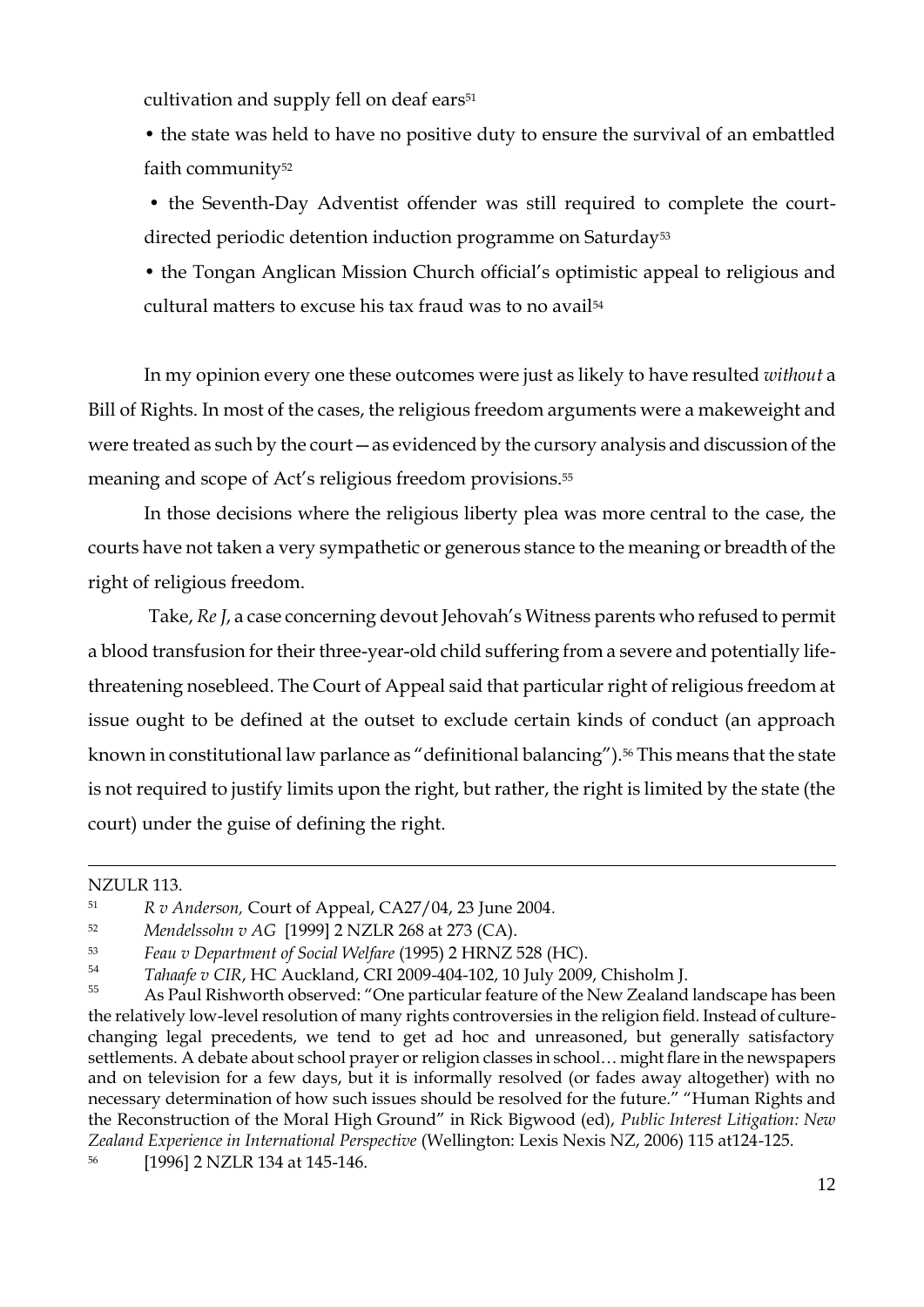cultivation and supply fell on deaf ears[51]

- the state was held to have no positive duty to ensure the survival of an embattled faith community[52]
- the Seventh-Day Adventist offender was still required to complete the court-directed periodic detention induction programme on Saturday[53]
- the Tongan Anglican Mission Church official's optimistic appeal to religious and cultural matters to excuse his tax fraud was to no avail[54]

In my opinion every one these outcomes were just as likely to have resulted *without* a Bill of Rights. In most of the cases, the religious freedom arguments were a makeweight and were treated as such by the court—as evidenced by the cursory analysis and discussion of the meaning and scope of Act's religious freedom provisions.[55]

In those decisions where the religious liberty plea was more central to the case, the courts have not taken a very sympathetic or generous stance to the meaning or breadth of the right of religious freedom.

Take, *Re J*, a case concerning devout Jehovah's Witness parents who refused to permit a blood transfusion for their three-year-old child suffering from a severe and potentially life-threatening nosebleed. The Court of Appeal said that particular right of religious freedom at issue ought to be defined at the outset to exclude certain kinds of conduct (an approach known in constitutional law parlance as "definitional balancing").[56] This means that the state is not required to justify limits upon the right, but rather, the right is limited by the state (the court) under the guise of defining the right.

---

NZULR 113.

[51] *R v Anderson,* Court of Appeal, CA27/04, 23 June 2004.

[52] *Mendelssohn v AG* [1999] 2 NZLR 268 at 273 (CA).

[53] *Feau v Department of Social Welfare* (1995) 2 HRNZ 528 (HC).

[54] *Tahaafe v CIR*, HC Auckland, CRI 2009-404-102, 10 July 2009, Chisholm J.

[55] As Paul Rishworth observed: "One particular feature of the New Zealand landscape has been the relatively low-level resolution of many rights controversies in the religion field. Instead of culture-changing legal precedents, we tend to get ad hoc and unreasoned, but generally satisfactory settlements. A debate about school prayer or religion classes in school… might flare in the newspapers and on television for a few days, but it is informally resolved (or fades away altogether) with no necessary determination of how such issues should be resolved for the future." "Human Rights and the Reconstruction of the Moral High Ground" in Rick Bigwood (ed), *Public Interest Litigation: New Zealand Experience in International Perspective* (Wellington: Lexis Nexis NZ, 2006) 115 at124-125.

[56] [1996] 2 NZLR 134 at 145-146.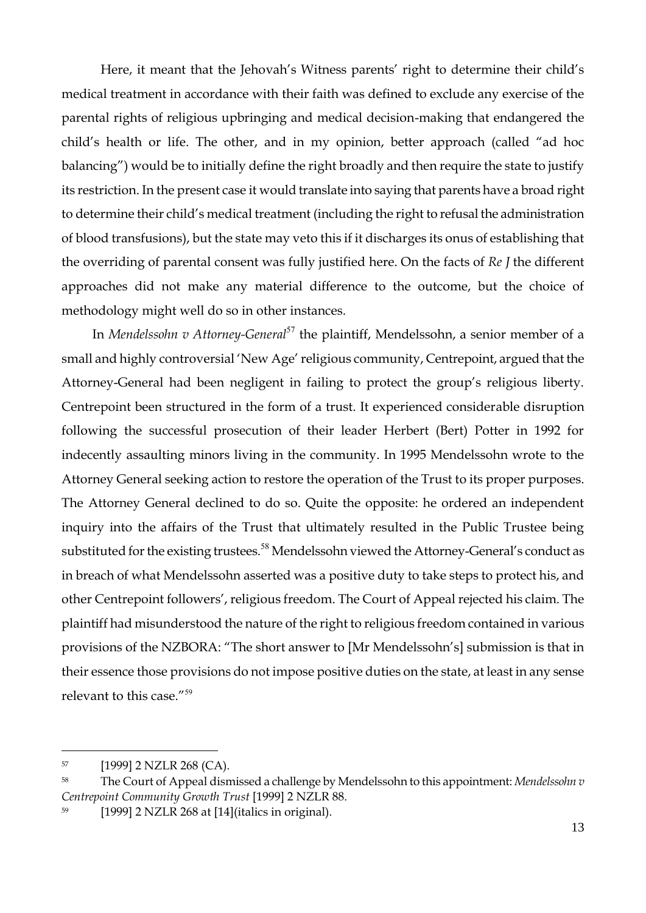Here, it meant that the Jehovah's Witness parents' right to determine their child's medical treatment in accordance with their faith was defined to exclude any exercise of the parental rights of religious upbringing and medical decision-making that endangered the child's health or life. The other, and in my opinion, better approach (called "ad hoc balancing") would be to initially define the right broadly and then require the state to justify its restriction. In the present case it would translate into saying that parents have a broad right to determine their child's medical treatment (including the right to refusal the administration of blood transfusions), but the state may veto this if it discharges its onus of establishing that the overriding of parental consent was fully justified here. On the facts of *Re J* the different approaches did not make any material difference to the outcome, but the choice of methodology might well do so in other instances.

In *Mendelssohn v Attorney-General*[57] the plaintiff, Mendelssohn, a senior member of a small and highly controversial 'New Age' religious community, Centrepoint, argued that the Attorney-General had been negligent in failing to protect the group's religious liberty. Centrepoint been structured in the form of a trust. It experienced considerable disruption following the successful prosecution of their leader Herbert (Bert) Potter in 1992 for indecently assaulting minors living in the community. In 1995 Mendelssohn wrote to the Attorney General seeking action to restore the operation of the Trust to its proper purposes. The Attorney General declined to do so. Quite the opposite: he ordered an independent inquiry into the affairs of the Trust that ultimately resulted in the Public Trustee being substituted for the existing trustees.[58] Mendelssohn viewed the Attorney-General's conduct as in breach of what Mendelssohn asserted was a positive duty to take steps to protect his, and other Centrepoint followers', religious freedom. The Court of Appeal rejected his claim. The plaintiff had misunderstood the nature of the right to religious freedom contained in various provisions of the NZBORA: "The short answer to [Mr Mendelssohn's] submission is that in their essence those provisions do not impose positive duties on the state, at least in any sense relevant to this case."[59]

---

[57] [1999] 2 NZLR 268 (CA).

[58] The Court of Appeal dismissed a challenge by Mendelssohn to this appointment: *Mendelssohn v Centrepoint Community Growth Trust* [1999] 2 NZLR 88.

[59] [1999] 2 NZLR 268 at [14](italics in original).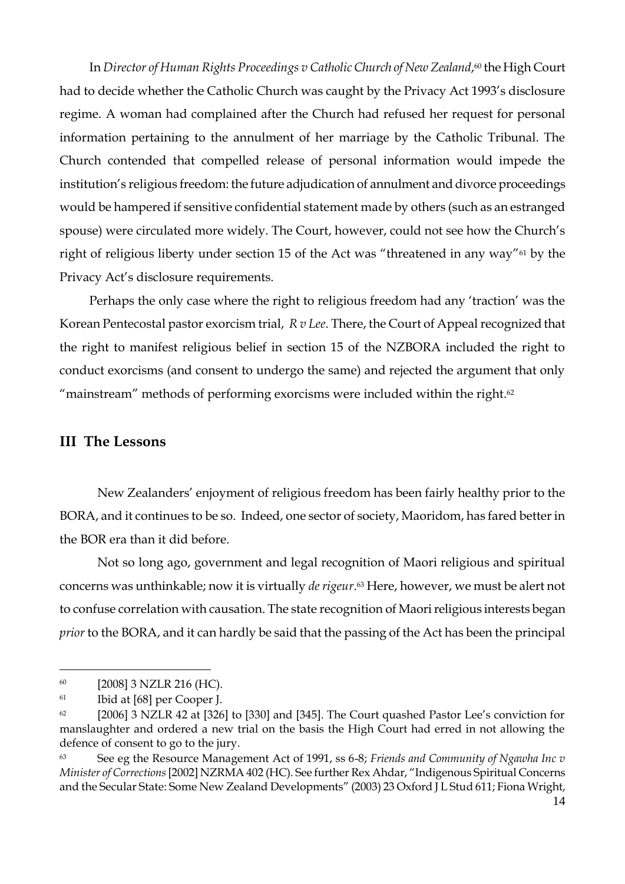In *Director of Human Rights Proceedings v Catholic Church of New Zealand*,[60] the High Court had to decide whether the Catholic Church was caught by the Privacy Act 1993's disclosure regime. A woman had complained after the Church had refused her request for personal information pertaining to the annulment of her marriage by the Catholic Tribunal. The Church contended that compelled release of personal information would impede the institution's religious freedom: the future adjudication of annulment and divorce proceedings would be hampered if sensitive confidential statement made by others (such as an estranged spouse) were circulated more widely. The Court, however, could not see how the Church's right of religious liberty under section 15 of the Act was "threatened in any way"[61] by the Privacy Act's disclosure requirements.

Perhaps the only case where the right to religious freedom had any 'traction' was the Korean Pentecostal pastor exorcism trial, *R v Lee*. There, the Court of Appeal recognized that the right to manifest religious belief in section 15 of the NZBORA included the right to conduct exorcisms (and consent to undergo the same) and rejected the argument that only "mainstream" methods of performing exorcisms were included within the right.[62]

## III The Lessons

New Zealanders' enjoyment of religious freedom has been fairly healthy prior to the BORA, and it continues to be so. Indeed, one sector of society, Maoridom, has fared better in the BOR era than it did before.

Not so long ago, government and legal recognition of Maori religious and spiritual concerns was unthinkable; now it is virtually *de rigeur*.[63] Here, however, we must be alert not to confuse correlation with causation. The state recognition of Maori religious interests began *prior* to the BORA, and it can hardly be said that the passing of the Act has been the principal

---

[60] [2008] 3 NZLR 216 (HC).

[61] Ibid at [68] per Cooper J.

[62] [2006] 3 NZLR 42 at [326] to [330] and [345]. The Court quashed Pastor Lee's conviction for manslaughter and ordered a new trial on the basis the High Court had erred in not allowing the defence of consent to go to the jury.

[63] See eg the Resource Management Act of 1991, ss 6-8; *Friends and Community of Ngawha Inc v Minister of Corrections* [2002] NZRMA 402 (HC). See further Rex Ahdar, "Indigenous Spiritual Concerns and the Secular State: Some New Zealand Developments" (2003) 23 Oxford J L Stud 611; Fiona Wright,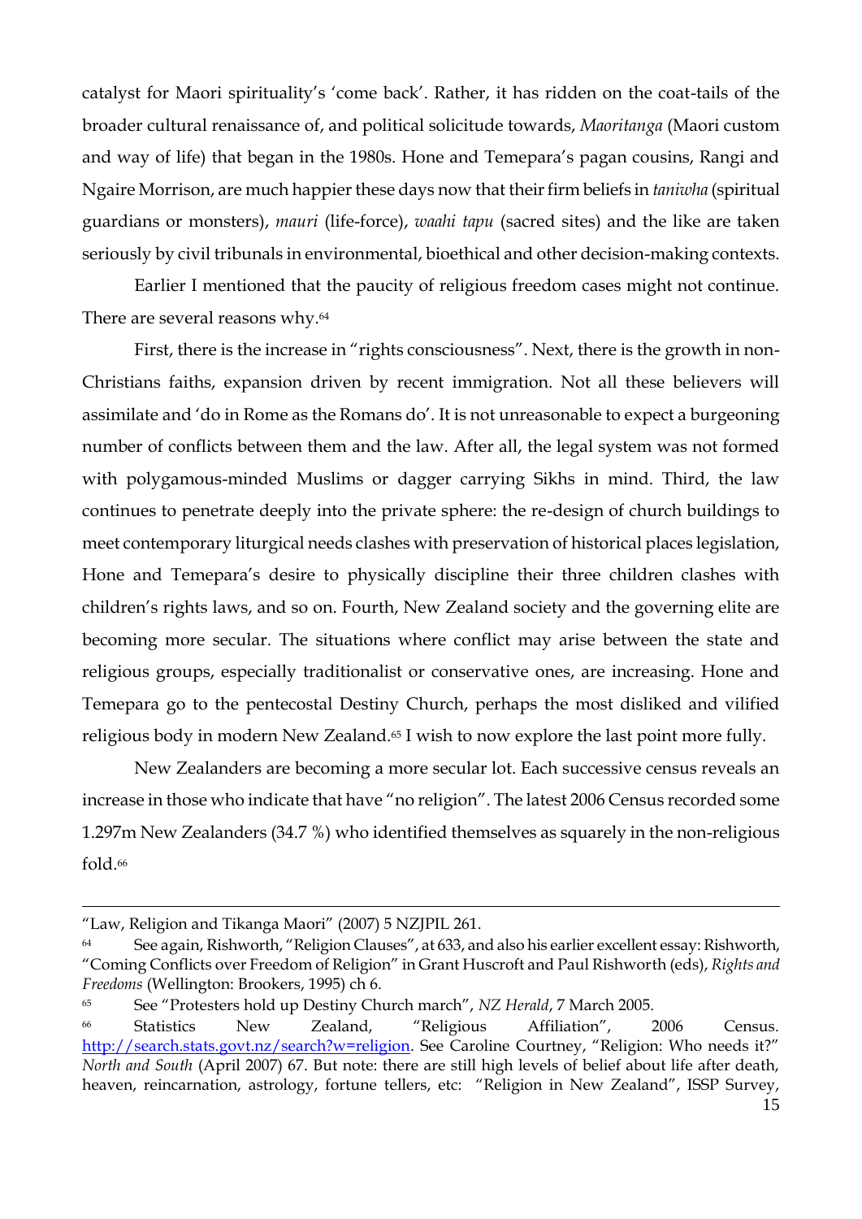catalyst for Maori spirituality's 'come back'. Rather, it has ridden on the coat-tails of the broader cultural renaissance of, and political solicitude towards, *Maoritanga* (Maori custom and way of life) that began in the 1980s. Hone and Temepara's pagan cousins, Rangi and Ngaire Morrison, are much happier these days now that their firm beliefs in *taniwha* (spiritual guardians or monsters), *mauri* (life-force), *waahi tapu* (sacred sites) and the like are taken seriously by civil tribunals in environmental, bioethical and other decision-making contexts.

Earlier I mentioned that the paucity of religious freedom cases might not continue. There are several reasons why.[64]

First, there is the increase in "rights consciousness". Next, there is the growth in non-Christians faiths, expansion driven by recent immigration. Not all these believers will assimilate and 'do in Rome as the Romans do'. It is not unreasonable to expect a burgeoning number of conflicts between them and the law. After all, the legal system was not formed with polygamous-minded Muslims or dagger carrying Sikhs in mind. Third, the law continues to penetrate deeply into the private sphere: the re-design of church buildings to meet contemporary liturgical needs clashes with preservation of historical places legislation, Hone and Temepara's desire to physically discipline their three children clashes with children's rights laws, and so on. Fourth, New Zealand society and the governing elite are becoming more secular. The situations where conflict may arise between the state and religious groups, especially traditionalist or conservative ones, are increasing. Hone and Temepara go to the pentecostal Destiny Church, perhaps the most disliked and vilified religious body in modern New Zealand.[65] I wish to now explore the last point more fully.

New Zealanders are becoming a more secular lot. Each successive census reveals an increase in those who indicate that have "no religion". The latest 2006 Census recorded some 1.297m New Zealanders (34.7 %) who identified themselves as squarely in the non-religious fold.[66]

---

"Law, Religion and Tikanga Maori" (2007) 5 NZJPIL 261.

[64] See again, Rishworth, "Religion Clauses", at 633, and also his earlier excellent essay: Rishworth, "Coming Conflicts over Freedom of Religion" in Grant Huscroft and Paul Rishworth (eds), *Rights and Freedoms* (Wellington: Brookers, 1995) ch 6.

[65] See "Protesters hold up Destiny Church march", *NZ Herald*, 7 March 2005.

[66] Statistics New Zealand, "Religious Affiliation", 2006 Census. http://search.stats.govt.nz/search?w=religion. See Caroline Courtney, "Religion: Who needs it?" *North and South* (April 2007) 67. But note: there are still high levels of belief about life after death, heaven, reincarnation, astrology, fortune tellers, etc: "Religion in New Zealand", ISSP Survey,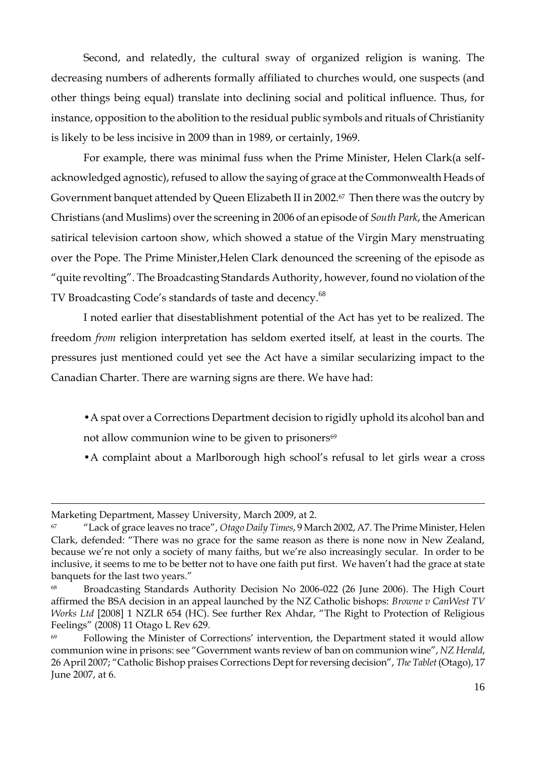Second, and relatedly, the cultural sway of organized religion is waning. The decreasing numbers of adherents formally affiliated to churches would, one suspects (and other things being equal) translate into declining social and political influence. Thus, for instance, opposition to the abolition to the residual public symbols and rituals of Christianity is likely to be less incisive in 2009 than in 1989, or certainly, 1969.

For example, there was minimal fuss when the Prime Minister, Helen Clark(a self-acknowledged agnostic), refused to allow the saying of grace at the Commonwealth Heads of Government banquet attended by Queen Elizabeth II in 2002.[67] Then there was the outcry by Christians (and Muslims) over the screening in 2006 of an episode of *South Park*, the American satirical television cartoon show, which showed a statue of the Virgin Mary menstruating over the Pope. The Prime Minister,Helen Clark denounced the screening of the episode as "quite revolting". The Broadcasting Standards Authority, however, found no violation of the TV Broadcasting Code's standards of taste and decency.[68]

I noted earlier that disestablishment potential of the Act has yet to be realized. The freedom *from* religion interpretation has seldom exerted itself, at least in the courts. The pressures just mentioned could yet see the Act have a similar secularizing impact to the Canadian Charter. There are warning signs are there. We have had:

- A spat over a Corrections Department decision to rigidly uphold its alcohol ban and not allow communion wine to be given to prisoners[69]
- A complaint about a Marlborough high school's refusal to let girls wear a cross

---

Marketing Department, Massey University, March 2009, at 2.

[67] "Lack of grace leaves no trace", *Otago Daily Times*, 9 March 2002, A7. The Prime Minister, Helen Clark, defended: "There was no grace for the same reason as there is none now in New Zealand, because we're not only a society of many faiths, but we're also increasingly secular. In order to be inclusive, it seems to me to be better not to have one faith put first. We haven't had the grace at state banquets for the last two years."

[68] Broadcasting Standards Authority Decision No 2006-022 (26 June 2006). The High Court affirmed the BSA decision in an appeal launched by the NZ Catholic bishops: *Browne v CanWest TV Works Ltd* [2008] 1 NZLR 654 (HC). See further Rex Ahdar, "The Right to Protection of Religious Feelings" (2008) 11 Otago L Rev 629.

[69] Following the Minister of Corrections' intervention, the Department stated it would allow communion wine in prisons: see "Government wants review of ban on communion wine", *NZ Herald*, 26 April 2007; "Catholic Bishop praises Corrections Dept for reversing decision", *The Tablet* (Otago), 17 June 2007, at 6.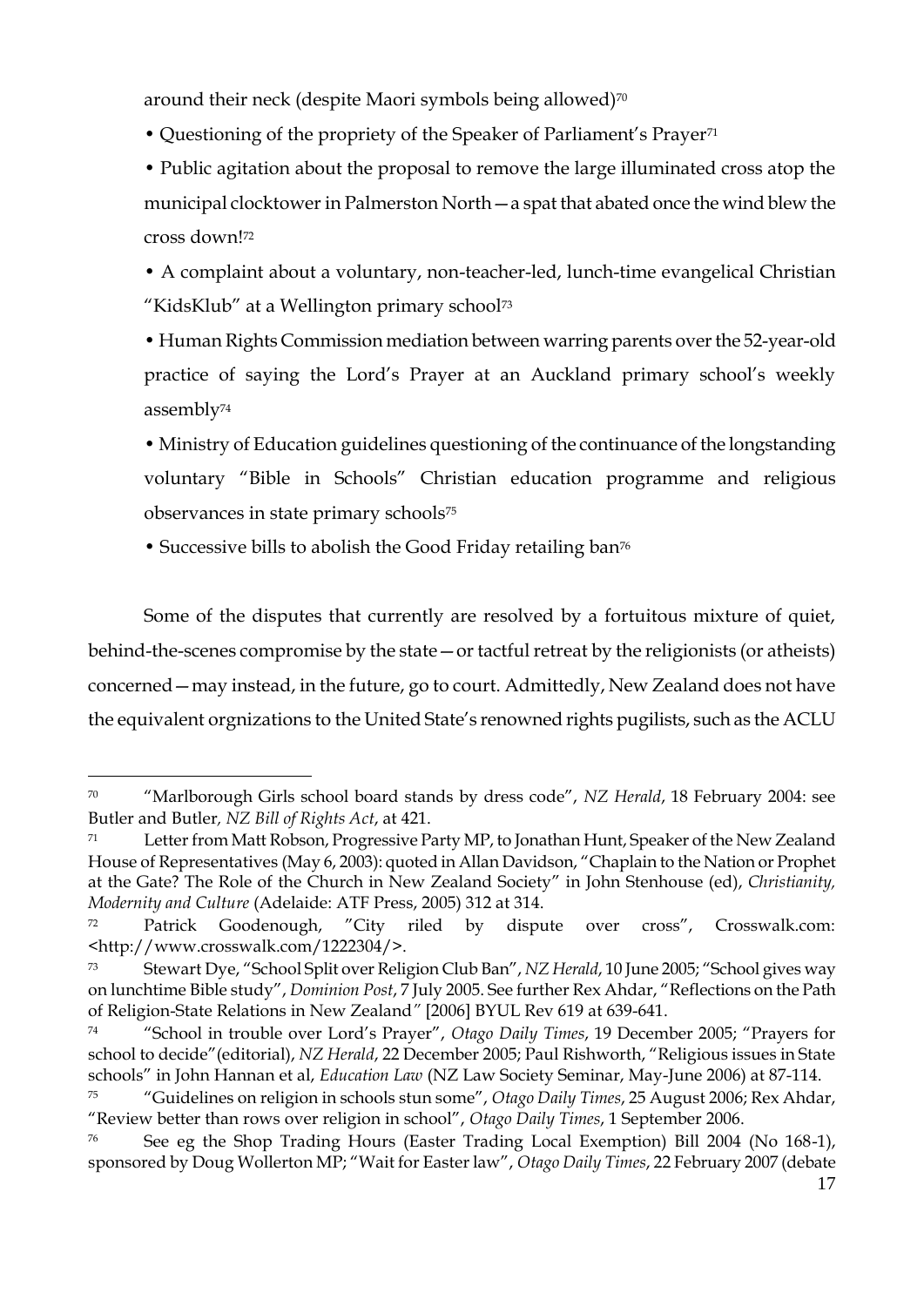around their neck (despite Maori symbols being allowed)[70]

• Questioning of the propriety of the Speaker of Parliament's Prayer[71]

• Public agitation about the proposal to remove the large illuminated cross atop the municipal clocktower in Palmerston North—a spat that abated once the wind blew the cross down![72]

• A complaint about a voluntary, non-teacher-led, lunch-time evangelical Christian "KidsKlub" at a Wellington primary school[73]

• Human Rights Commission mediation between warring parents over the 52-year-old practice of saying the Lord's Prayer at an Auckland primary school's weekly assembly[74]

• Ministry of Education guidelines questioning of the continuance of the longstanding voluntary "Bible in Schools" Christian education programme and religious observances in state primary schools[75]

• Successive bills to abolish the Good Friday retailing ban[76]

Some of the disputes that currently are resolved by a fortuitous mixture of quiet, behind-the-scenes compromise by the state—or tactful retreat by the religionists (or atheists) concerned—may instead, in the future, go to court. Admittedly, New Zealand does not have the equivalent orgnizations to the United State's renowned rights pugilists, such as the ACLU

---

[70] "Marlborough Girls school board stands by dress code", *NZ Herald*, 18 February 2004: see Butler and Butler, *NZ Bill of Rights Act*, at 421.

[71] Letter from Matt Robson, Progressive Party MP, to Jonathan Hunt, Speaker of the New Zealand House of Representatives (May 6, 2003): quoted in Allan Davidson, "Chaplain to the Nation or Prophet at the Gate? The Role of the Church in New Zealand Society" in John Stenhouse (ed), *Christianity, Modernity and Culture* (Adelaide: ATF Press, 2005) 312 at 314.

[72] Patrick Goodenough, "City riled by dispute over cross", Crosswalk.com: <http://www.crosswalk.com/1222304/>.

[73] Stewart Dye, "School Split over Religion Club Ban", *NZ Herald*, 10 June 2005; "School gives way on lunchtime Bible study", *Dominion Post*, 7 July 2005. See further Rex Ahdar, "Reflections on the Path of Religion-State Relations in New Zealand" [2006] BYUL Rev 619 at 639-641.

[74] "School in trouble over Lord's Prayer", *Otago Daily Times*, 19 December 2005; "Prayers for school to decide"(editorial), *NZ Herald*, 22 December 2005; Paul Rishworth, "Religious issues in State schools" in John Hannan et al, *Education Law* (NZ Law Society Seminar, May-June 2006) at 87-114.

[75] "Guidelines on religion in schools stun some", *Otago Daily Times*, 25 August 2006; Rex Ahdar, "Review better than rows over religion in school", *Otago Daily Times*, 1 September 2006.

[76] See eg the Shop Trading Hours (Easter Trading Local Exemption) Bill 2004 (No 168-1), sponsored by Doug Wollerton MP; "Wait for Easter law", *Otago Daily Times*, 22 February 2007 (debate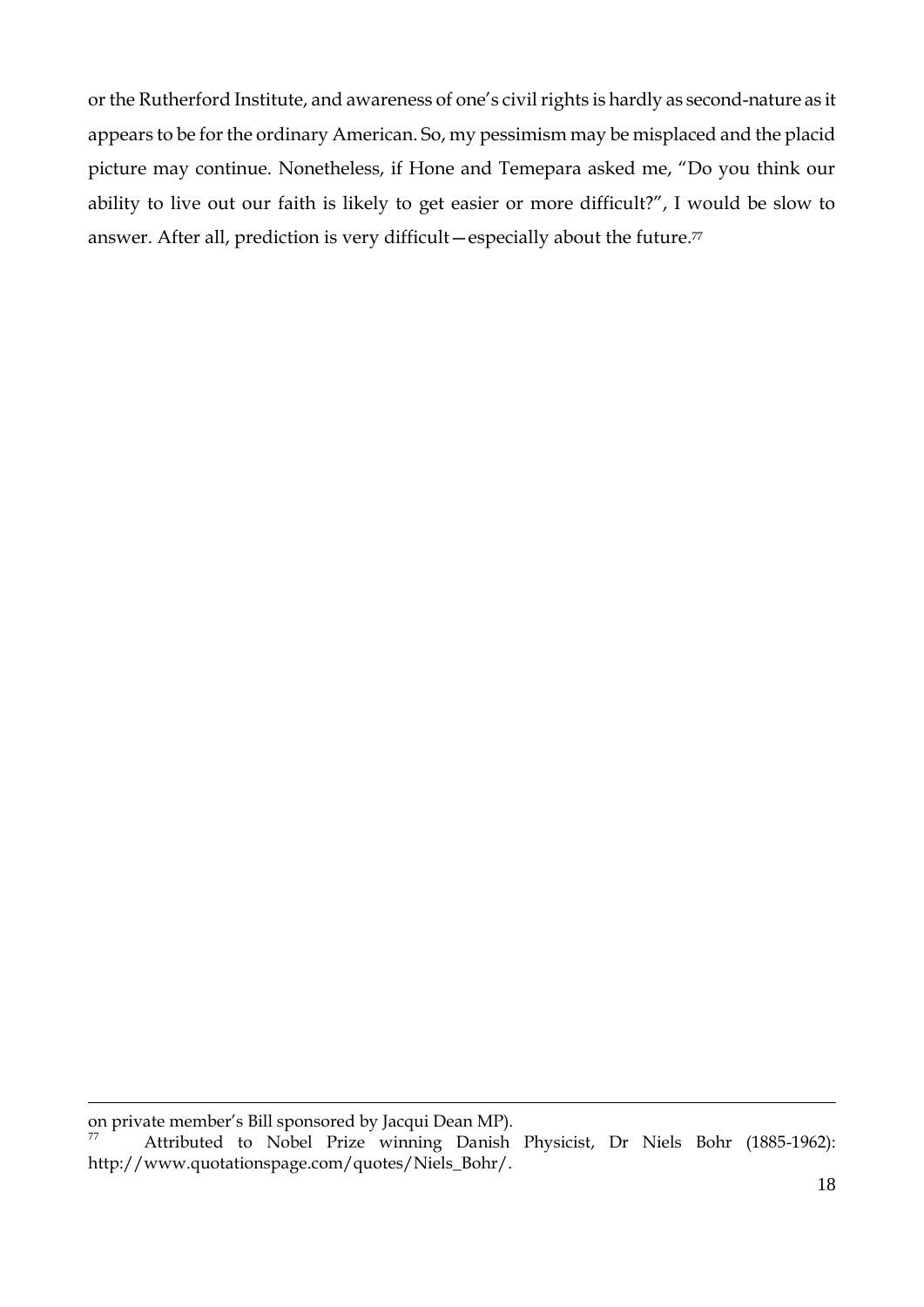or the Rutherford Institute, and awareness of one's civil rights is hardly as second-nature as it appears to be for the ordinary American. So, my pessimism may be misplaced and the placid picture may continue. Nonetheless, if Hone and Temepara asked me, "Do you think our ability to live out our faith is likely to get easier or more difficult?", I would be slow to answer. After all, prediction is very difficult—especially about the future.[77]

---

on private member's Bill sponsored by Jacqui Dean MP).

[77] Attributed to Nobel Prize winning Danish Physicist, Dr Niels Bohr (1885-1962): http://www.quotationspage.com/quotes/Niels_Bohr/.